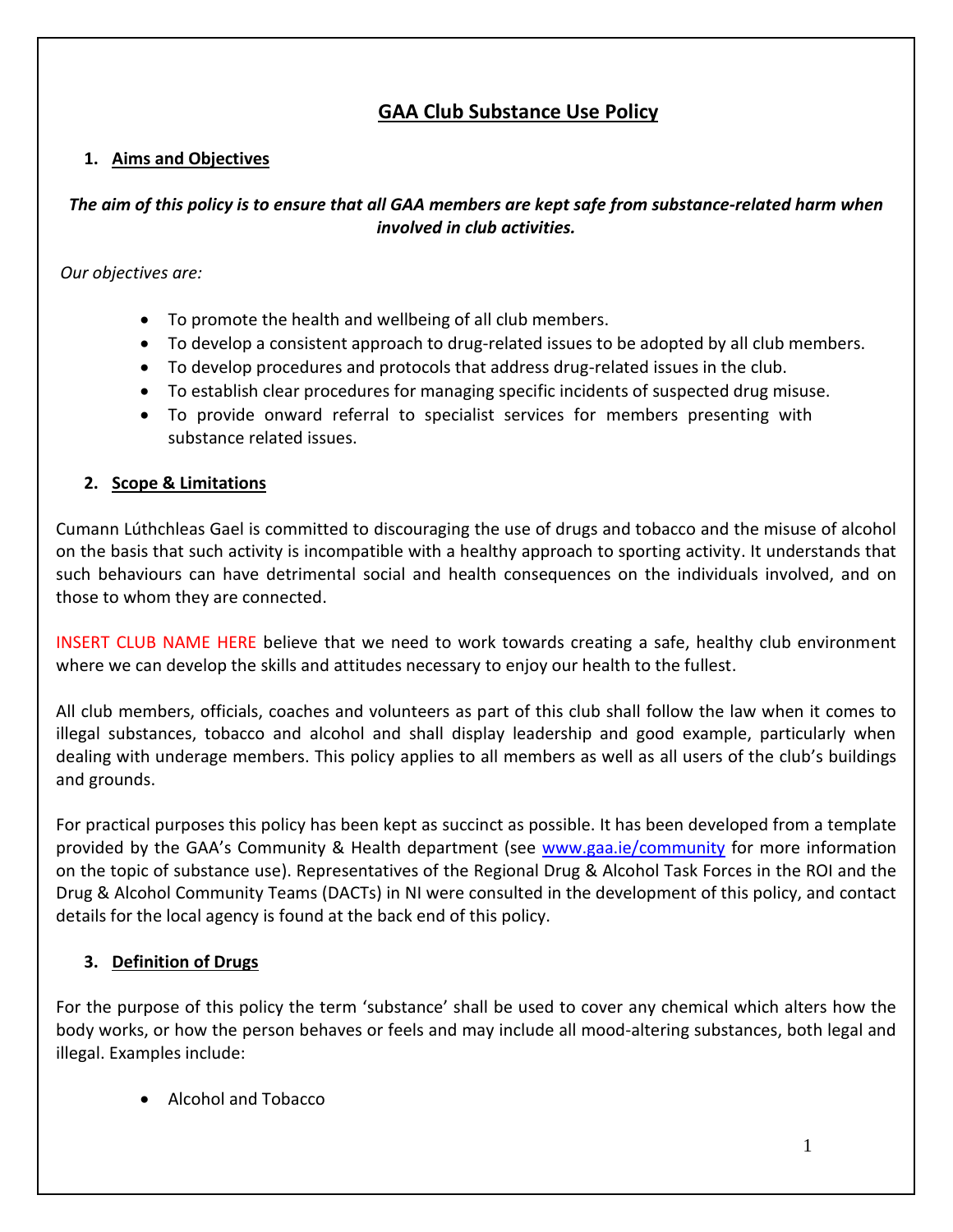# GAA Club Substance Use Policy

## 1. Aims and Objectives

***The aim of this policy is to ensure that all GAA members are kept safe from substance-related harm when involved in club activities.***

*Our objectives are:*

- To promote the health and wellbeing of all club members.
- To develop a consistent approach to drug-related issues to be adopted by all club members.
- To develop procedures and protocols that address drug-related issues in the club.
- To establish clear procedures for managing specific incidents of suspected drug misuse.
- To provide onward referral to specialist services for members presenting with substance related issues.

## 2. Scope & Limitations

Cumann Lúthchleas Gael is committed to discouraging the use of drugs and tobacco and the misuse of alcohol on the basis that such activity is incompatible with a healthy approach to sporting activity. It understands that such behaviours can have detrimental social and health consequences on the individuals involved, and on those to whom they are connected.

INSERT CLUB NAME HERE believe that we need to work towards creating a safe, healthy club environment where we can develop the skills and attitudes necessary to enjoy our health to the fullest.

All club members, officials, coaches and volunteers as part of this club shall follow the law when it comes to illegal substances, tobacco and alcohol and shall display leadership and good example, particularly when dealing with underage members. This policy applies to all members as well as all users of the club's buildings and grounds.

For practical purposes this policy has been kept as succinct as possible. It has been developed from a template provided by the GAA's Community & Health department (see www.gaa.ie/community for more information on the topic of substance use). Representatives of the Regional Drug & Alcohol Task Forces in the ROI and the Drug & Alcohol Community Teams (DACTs) in NI were consulted in the development of this policy, and contact details for the local agency is found at the back end of this policy.

## 3. Definition of Drugs

For the purpose of this policy the term 'substance' shall be used to cover any chemical which alters how the body works, or how the person behaves or feels and may include all mood-altering substances, both legal and illegal. Examples include:

- Alcohol and Tobacco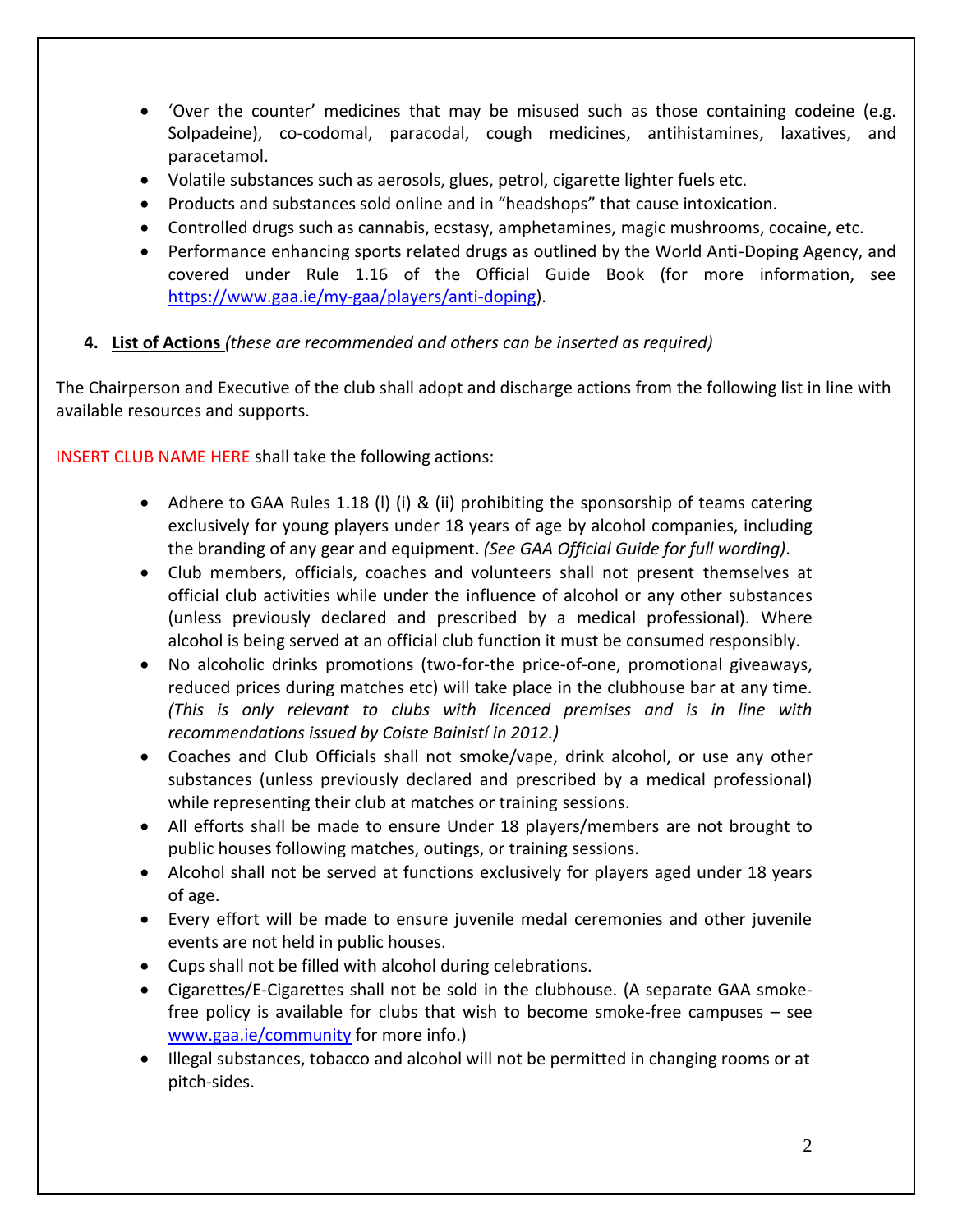- 'Over the counter' medicines that may be misused such as those containing codeine (e.g. Solpadeine), co-codomal, paracodal, cough medicines, antihistamines, laxatives, and paracetamol.
- Volatile substances such as aerosols, glues, petrol, cigarette lighter fuels etc.
- Products and substances sold online and in "headshops" that cause intoxication.
- Controlled drugs such as cannabis, ecstasy, amphetamines, magic mushrooms, cocaine, etc.
- Performance enhancing sports related drugs as outlined by the World Anti-Doping Agency, and covered under Rule 1.16 of the Official Guide Book (for more information, see [https://www.gaa.ie/my-gaa/players/anti-doping](https://www.gaa.ie/my-gaa/players/anti-doping)).

**4. List of Actions** *(these are recommended and others can be inserted as required)*

The Chairperson and Executive of the club shall adopt and discharge actions from the following list in line with available resources and supports.

INSERT CLUB NAME HERE shall take the following actions:

- Adhere to GAA Rules 1.18 (l) (i) & (ii) prohibiting the sponsorship of teams catering exclusively for young players under 18 years of age by alcohol companies, including the branding of any gear and equipment. *(See GAA Official Guide for full wording)*.
- Club members, officials, coaches and volunteers shall not present themselves at official club activities while under the influence of alcohol or any other substances (unless previously declared and prescribed by a medical professional). Where alcohol is being served at an official club function it must be consumed responsibly.
- No alcoholic drinks promotions (two-for-the price-of-one, promotional giveaways, reduced prices during matches etc) will take place in the clubhouse bar at any time. *(This is only relevant to clubs with licenced premises and is in line with recommendations issued by Coiste Bainistí in 2012.)*
- Coaches and Club Officials shall not smoke/vape, drink alcohol, or use any other substances (unless previously declared and prescribed by a medical professional) while representing their club at matches or training sessions.
- All efforts shall be made to ensure Under 18 players/members are not brought to public houses following matches, outings, or training sessions.
- Alcohol shall not be served at functions exclusively for players aged under 18 years of age.
- Every effort will be made to ensure juvenile medal ceremonies and other juvenile events are not held in public houses.
- Cups shall not be filled with alcohol during celebrations.
- Cigarettes/E-Cigarettes shall not be sold in the clubhouse. (A separate GAA smoke-free policy is available for clubs that wish to become smoke-free campuses – see [www.gaa.ie/community](http://www.gaa.ie/community) for more info.)
- Illegal substances, tobacco and alcohol will not be permitted in changing rooms or at pitch-sides.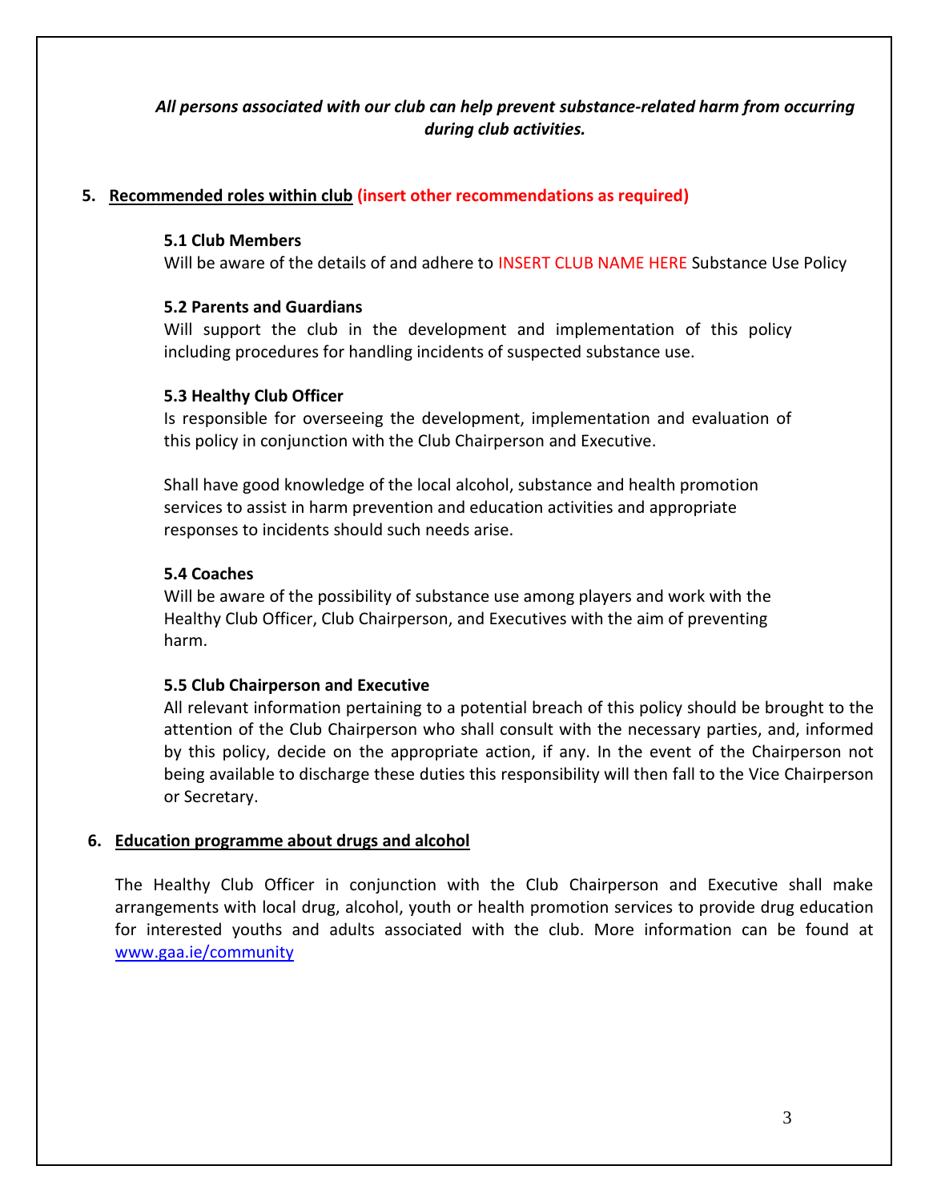***All persons associated with our club can help prevent substance-related harm from occurring during club activities.***

## 5. Recommended roles within club (insert other recommendations as required)

**5.1 Club Members**

Will be aware of the details of and adhere to INSERT CLUB NAME HERE Substance Use Policy

**5.2 Parents and Guardians**

Will support the club in the development and implementation of this policy including procedures for handling incidents of suspected substance use.

**5.3 Healthy Club Officer**

Is responsible for overseeing the development, implementation and evaluation of this policy in conjunction with the Club Chairperson and Executive.

Shall have good knowledge of the local alcohol, substance and health promotion services to assist in harm prevention and education activities and appropriate responses to incidents should such needs arise.

**5.4 Coaches**

Will be aware of the possibility of substance use among players and work with the Healthy Club Officer, Club Chairperson, and Executives with the aim of preventing harm.

**5.5 Club Chairperson and Executive**

All relevant information pertaining to a potential breach of this policy should be brought to the attention of the Club Chairperson who shall consult with the necessary parties, and, informed by this policy, decide on the appropriate action, if any. In the event of the Chairperson not being available to discharge these duties this responsibility will then fall to the Vice Chairperson or Secretary.

## 6. Education programme about drugs and alcohol

The Healthy Club Officer in conjunction with the Club Chairperson and Executive shall make arrangements with local drug, alcohol, youth or health promotion services to provide drug education for interested youths and adults associated with the club. More information can be found at www.gaa.ie/community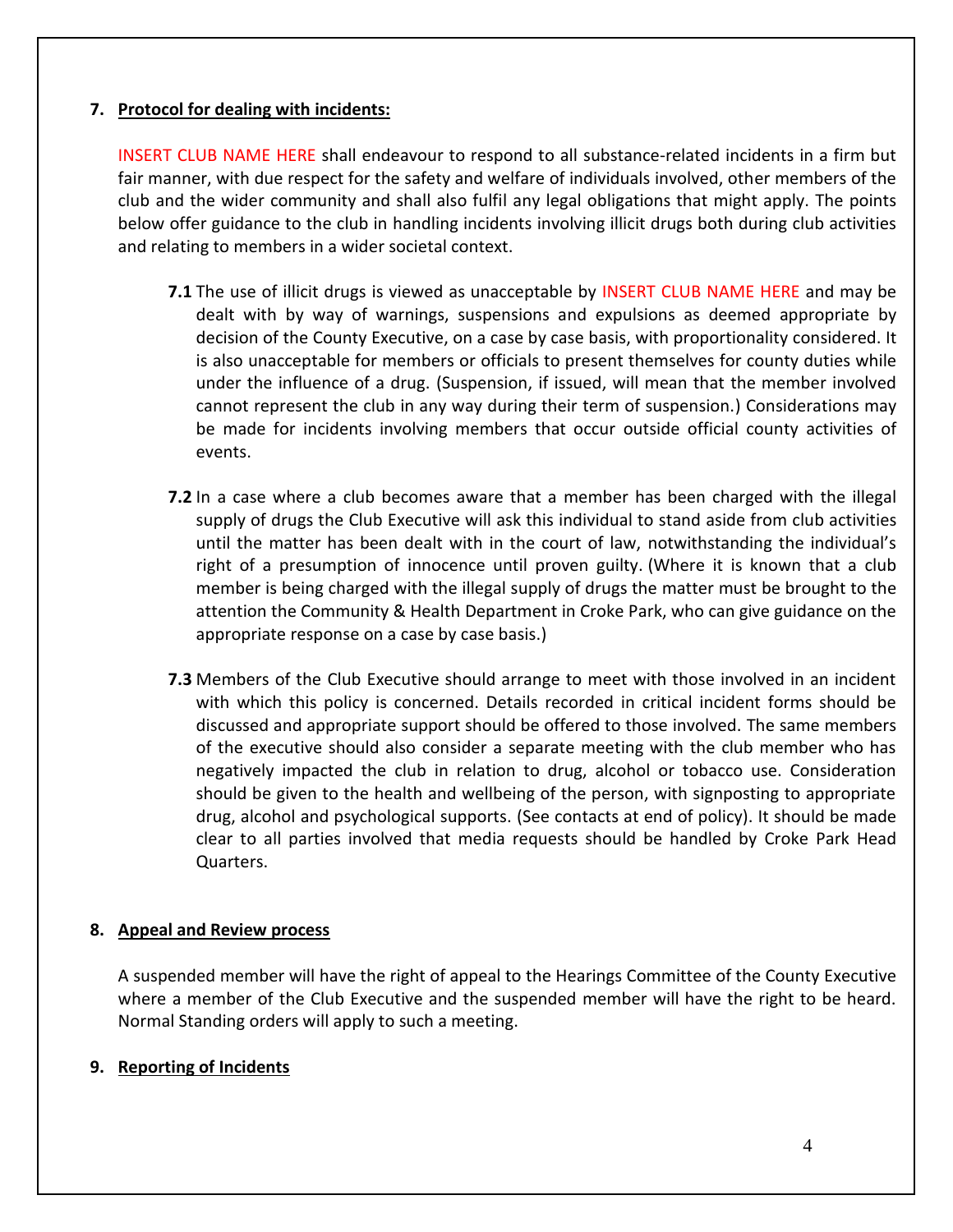## 7. Protocol for dealing with incidents:

INSERT CLUB NAME HERE shall endeavour to respond to all substance-related incidents in a firm but fair manner, with due respect for the safety and welfare of individuals involved, other members of the club and the wider community and shall also fulfil any legal obligations that might apply. The points below offer guidance to the club in handling incidents involving illicit drugs both during club activities and relating to members in a wider societal context.

**7.1** The use of illicit drugs is viewed as unacceptable by INSERT CLUB NAME HERE and may be dealt with by way of warnings, suspensions and expulsions as deemed appropriate by decision of the County Executive, on a case by case basis, with proportionality considered. It is also unacceptable for members or officials to present themselves for county duties while under the influence of a drug. (Suspension, if issued, will mean that the member involved cannot represent the club in any way during their term of suspension.) Considerations may be made for incidents involving members that occur outside official county activities of events.

**7.2** In a case where a club becomes aware that a member has been charged with the illegal supply of drugs the Club Executive will ask this individual to stand aside from club activities until the matter has been dealt with in the court of law, notwithstanding the individual's right of a presumption of innocence until proven guilty. (Where it is known that a club member is being charged with the illegal supply of drugs the matter must be brought to the attention the Community & Health Department in Croke Park, who can give guidance on the appropriate response on a case by case basis.)

**7.3** Members of the Club Executive should arrange to meet with those involved in an incident with which this policy is concerned. Details recorded in critical incident forms should be discussed and appropriate support should be offered to those involved. The same members of the executive should also consider a separate meeting with the club member who has negatively impacted the club in relation to drug, alcohol or tobacco use. Consideration should be given to the health and wellbeing of the person, with signposting to appropriate drug, alcohol and psychological supports. (See contacts at end of policy). It should be made clear to all parties involved that media requests should be handled by Croke Park Head Quarters.

## 8. Appeal and Review process

A suspended member will have the right of appeal to the Hearings Committee of the County Executive where a member of the Club Executive and the suspended member will have the right to be heard. Normal Standing orders will apply to such a meeting.

## 9. Reporting of Incidents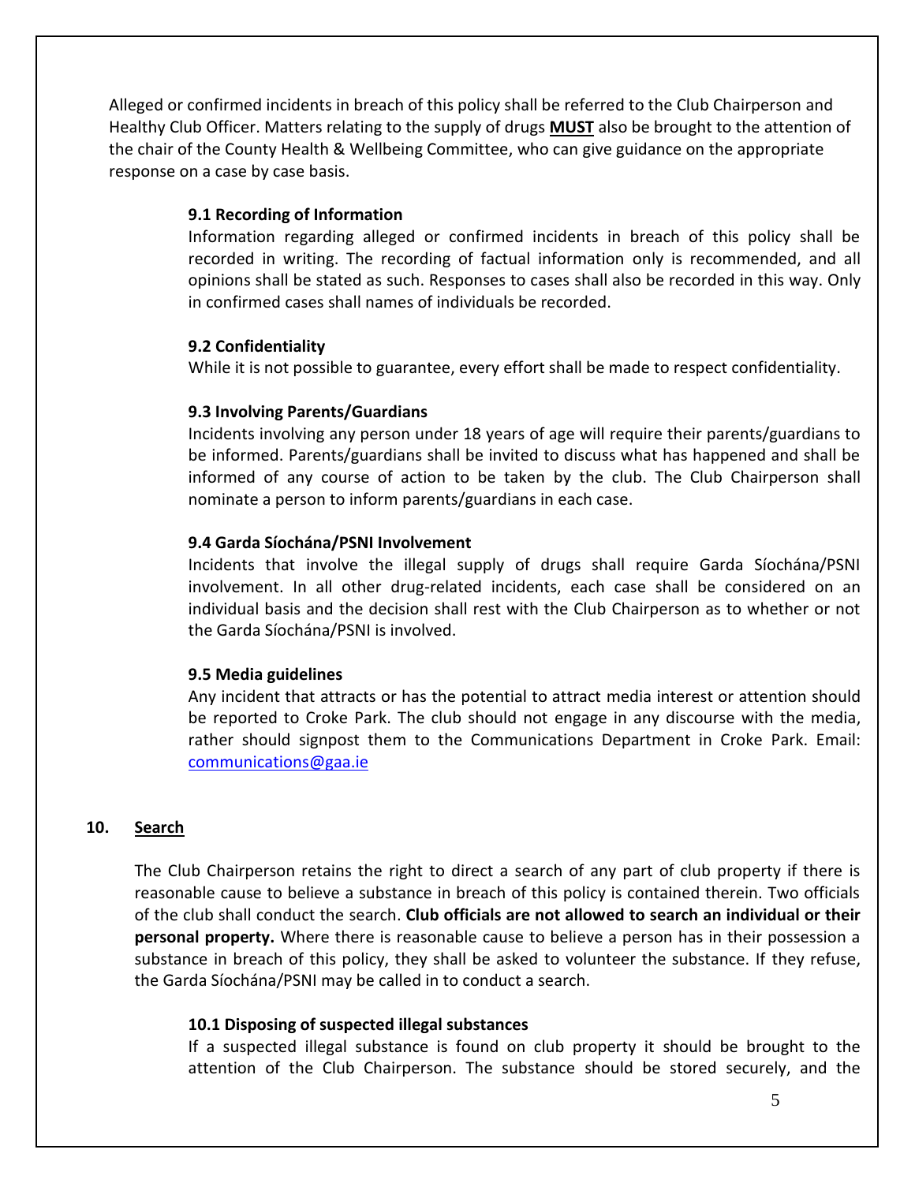Alleged or confirmed incidents in breach of this policy shall be referred to the Club Chairperson and Healthy Club Officer. Matters relating to the supply of drugs **MUST** also be brought to the attention of the chair of the County Health & Wellbeing Committee, who can give guidance on the appropriate response on a case by case basis.

### 9.1 Recording of Information

Information regarding alleged or confirmed incidents in breach of this policy shall be recorded in writing. The recording of factual information only is recommended, and all opinions shall be stated as such. Responses to cases shall also be recorded in this way. Only in confirmed cases shall names of individuals be recorded.

### 9.2 Confidentiality

While it is not possible to guarantee, every effort shall be made to respect confidentiality.

### 9.3 Involving Parents/Guardians

Incidents involving any person under 18 years of age will require their parents/guardians to be informed. Parents/guardians shall be invited to discuss what has happened and shall be informed of any course of action to be taken by the club. The Club Chairperson shall nominate a person to inform parents/guardians in each case.

### 9.4 Garda Síochána/PSNI Involvement

Incidents that involve the illegal supply of drugs shall require Garda Síochána/PSNI involvement. In all other drug-related incidents, each case shall be considered on an individual basis and the decision shall rest with the Club Chairperson as to whether or not the Garda Síochána/PSNI is involved.

### 9.5 Media guidelines

Any incident that attracts or has the potential to attract media interest or attention should be reported to Croke Park. The club should not engage in any discourse with the media, rather should signpost them to the Communications Department in Croke Park. Email: communications@gaa.ie

## 10. Search

The Club Chairperson retains the right to direct a search of any part of club property if there is reasonable cause to believe a substance in breach of this policy is contained therein. Two officials of the club shall conduct the search. **Club officials are not allowed to search an individual or their personal property.** Where there is reasonable cause to believe a person has in their possession a substance in breach of this policy, they shall be asked to volunteer the substance. If they refuse, the Garda Síochána/PSNI may be called in to conduct a search.

### 10.1 Disposing of suspected illegal substances

If a suspected illegal substance is found on club property it should be brought to the attention of the Club Chairperson. The substance should be stored securely, and the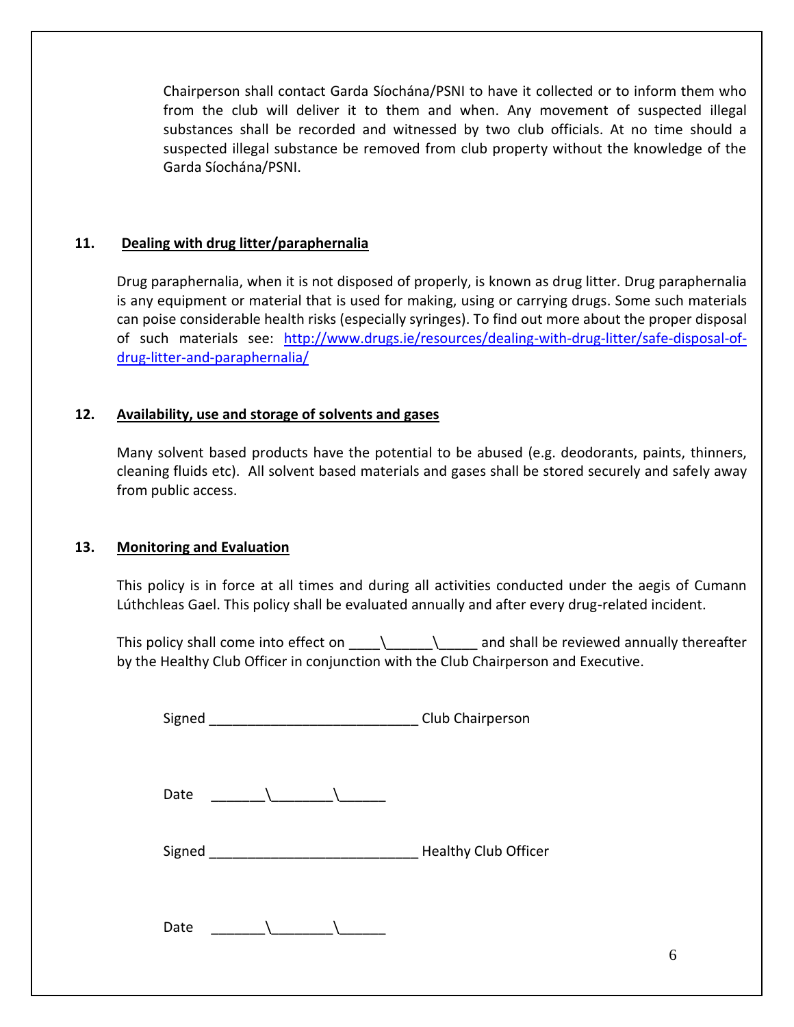Chairperson shall contact Garda Síochána/PSNI to have it collected or to inform them who from the club will deliver it to them and when. Any movement of suspected illegal substances shall be recorded and witnessed by two club officials. At no time should a suspected illegal substance be removed from club property without the knowledge of the Garda Síochána/PSNI.

## 11. Dealing with drug litter/paraphernalia

Drug paraphernalia, when it is not disposed of properly, is known as drug litter. Drug paraphernalia is any equipment or material that is used for making, using or carrying drugs. Some such materials can poise considerable health risks (especially syringes). To find out more about the proper disposal of such materials see: [http://www.drugs.ie/resources/dealing-with-drug-litter/safe-disposal-of-drug-litter-and-paraphernalia/](http://www.drugs.ie/resources/dealing-with-drug-litter/safe-disposal-of-drug-litter-and-paraphernalia/)

## 12. Availability, use and storage of solvents and gases

Many solvent based products have the potential to be abused (e.g. deodorants, paints, thinners, cleaning fluids etc). All solvent based materials and gases shall be stored securely and safely away from public access.

## 13. Monitoring and Evaluation

This policy is in force at all times and during all activities conducted under the aegis of Cumann Lúthchleas Gael. This policy shall be evaluated annually and after every drug-related incident.

This policy shall come into effect on ____\\______\\_____ and shall be reviewed annually thereafter by the Healthy Club Officer in conjunction with the Club Chairperson and Executive.

Signed ___________________________ Club Chairperson

Date _______\\________\\______

Signed ___________________________ Healthy Club Officer

Date _______\\________\\______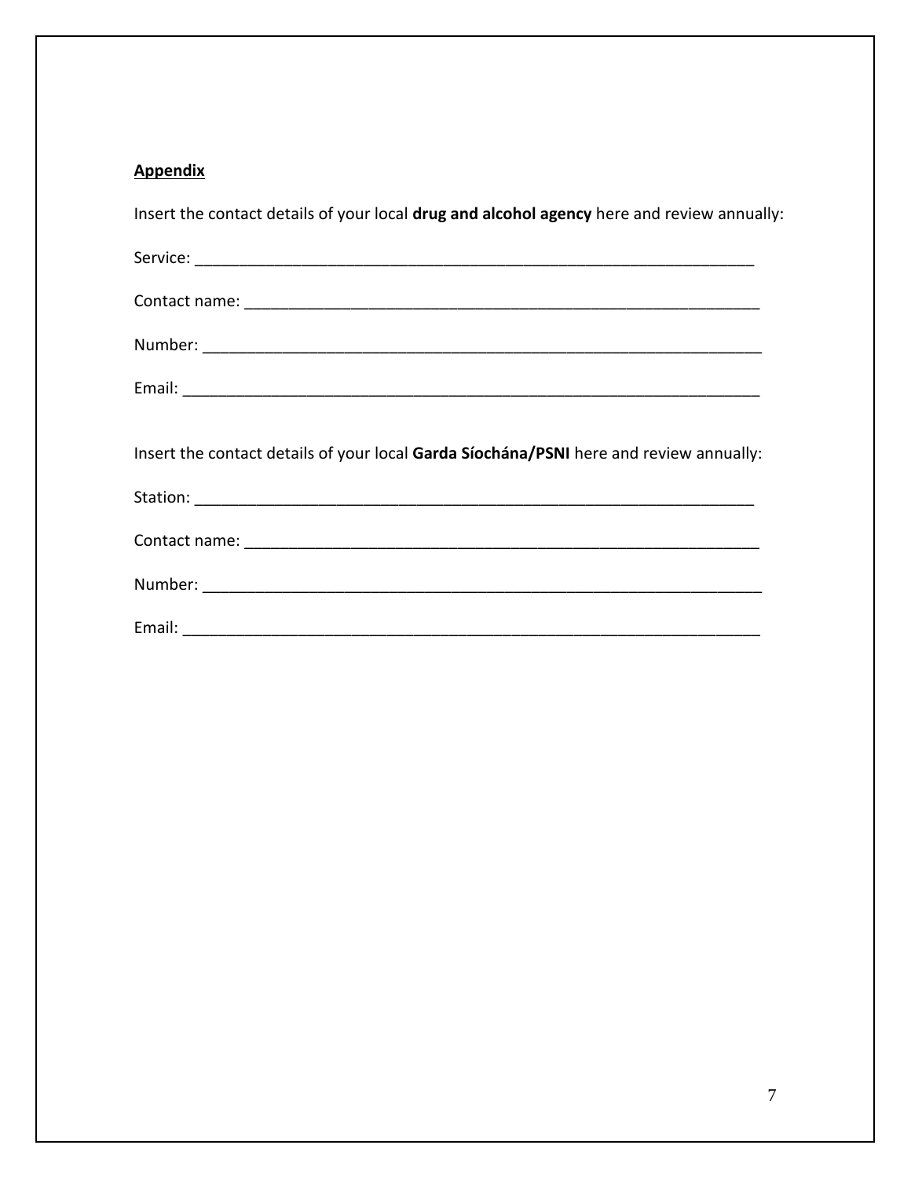**Appendix**

Insert the contact details of your local **drug and alcohol agency** here and review annually:

Service: ________________________________________________________________

Contact name: ___________________________________________________________

Number: _________________________________________________________________

Email: __________________________________________________________________

Insert the contact details of your local **Garda Síochána/PSNI** here and review annually:

Station: ________________________________________________________________

Contact name: ___________________________________________________________

Number: _________________________________________________________________

Email: __________________________________________________________________